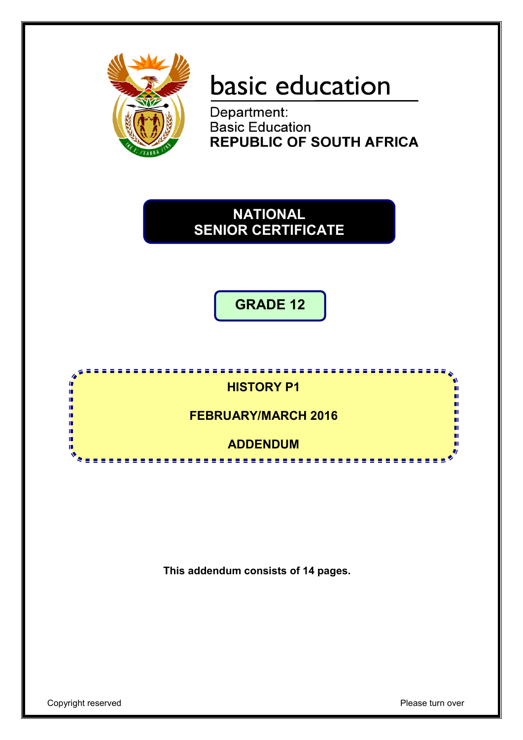basic education

Department:
Basic Education
**REPUBLIC OF SOUTH AFRICA**

# NATIONAL SENIOR CERTIFICATE

## GRADE 12

**HISTORY P1**

**FEBRUARY/MARCH 2016**

**ADDENDUM**

**This addendum consists of 14 pages.**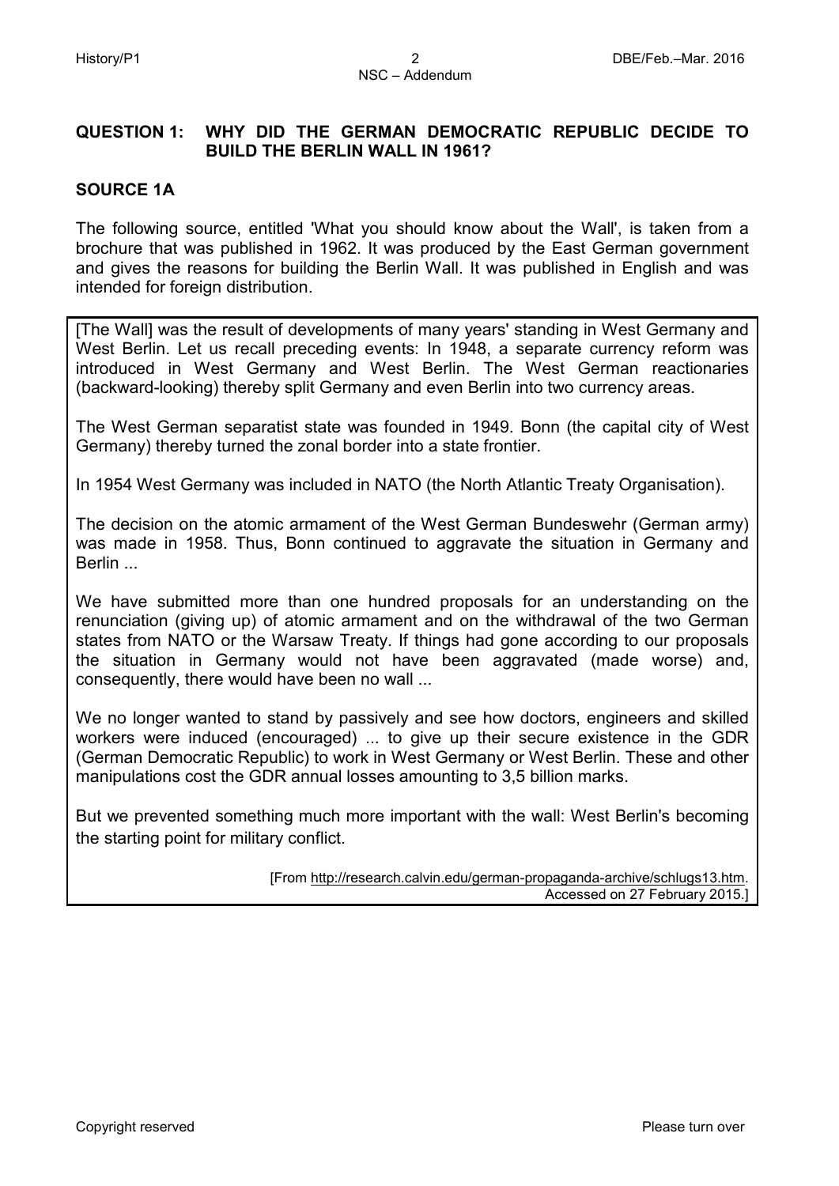## QUESTION 1: WHY DID THE GERMAN DEMOCRATIC REPUBLIC DECIDE TO BUILD THE BERLIN WALL IN 1961?

### SOURCE 1A

The following source, entitled 'What you should know about the Wall', is taken from a brochure that was published in 1962. It was produced by the East German government and gives the reasons for building the Berlin Wall. It was published in English and was intended for foreign distribution.

> [The Wall] was the result of developments of many years' standing in West Germany and West Berlin. Let us recall preceding events: In 1948, a separate currency reform was introduced in West Germany and West Berlin. The West German reactionaries (backward-looking) thereby split Germany and even Berlin into two currency areas.
>
> The West German separatist state was founded in 1949. Bonn (the capital city of West Germany) thereby turned the zonal border into a state frontier.
>
> In 1954 West Germany was included in NATO (the North Atlantic Treaty Organisation).
>
> The decision on the atomic armament of the West German Bundeswehr (German army) was made in 1958. Thus, Bonn continued to aggravate the situation in Germany and Berlin ...
>
> We have submitted more than one hundred proposals for an understanding on the renunciation (giving up) of atomic armament and on the withdrawal of the two German states from NATO or the Warsaw Treaty. If things had gone according to our proposals the situation in Germany would not have been aggravated (made worse) and, consequently, there would have been no wall ...
>
> We no longer wanted to stand by passively and see how doctors, engineers and skilled workers were induced (encouraged) ... to give up their secure existence in the GDR (German Democratic Republic) to work in West Germany or West Berlin. These and other manipulations cost the GDR annual losses amounting to 3,5 billion marks.
>
> But we prevented something much more important with the wall: West Berlin's becoming the starting point for military conflict.
>
> [From http://research.calvin.edu/german-propaganda-archive/schlugs13.htm. Accessed on 27 February 2015.]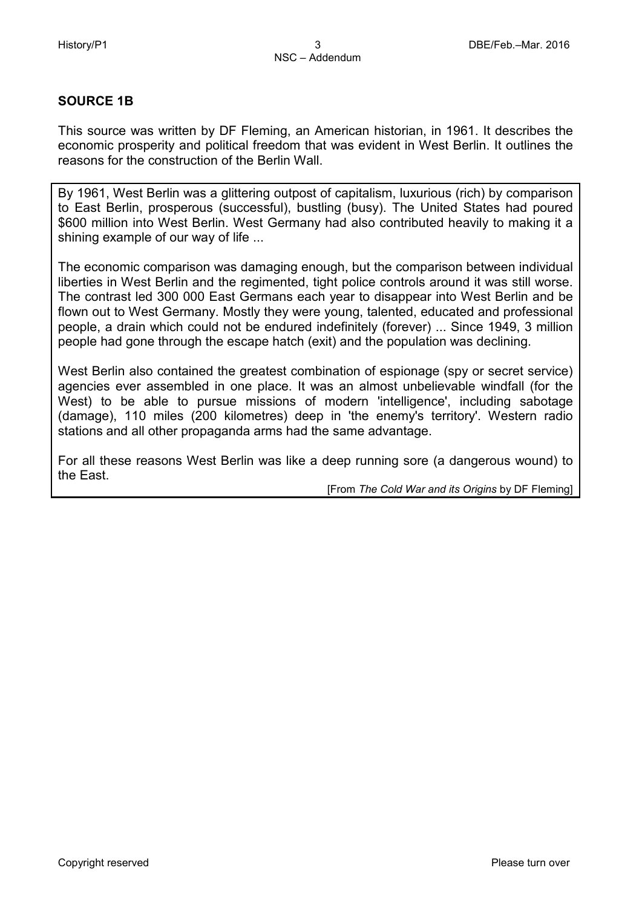## SOURCE 1B

This source was written by DF Fleming, an American historian, in 1961. It describes the economic prosperity and political freedom that was evident in West Berlin. It outlines the reasons for the construction of the Berlin Wall.

> By 1961, West Berlin was a glittering outpost of capitalism, luxurious (rich) by comparison to East Berlin, prosperous (successful), bustling (busy). The United States had poured $600 million into West Berlin. West Germany had also contributed heavily to making it a shining example of our way of life ...
>
> The economic comparison was damaging enough, but the comparison between individual liberties in West Berlin and the regimented, tight police controls around it was still worse. The contrast led 300 000 East Germans each year to disappear into West Berlin and be flown out to West Germany. Mostly they were young, talented, educated and professional people, a drain which could not be endured indefinitely (forever) ... Since 1949, 3 million people had gone through the escape hatch (exit) and the population was declining.
>
> West Berlin also contained the greatest combination of espionage (spy or secret service) agencies ever assembled in one place. It was an almost unbelievable windfall (for the West) to be able to pursue missions of modern 'intelligence', including sabotage (damage), 110 miles (200 kilometres) deep in 'the enemy's territory'. Western radio stations and all other propaganda arms had the same advantage.
>
> For all these reasons West Berlin was like a deep running sore (a dangerous wound) to the East.
>
> [From *The Cold War and its Origins* by DF Fleming]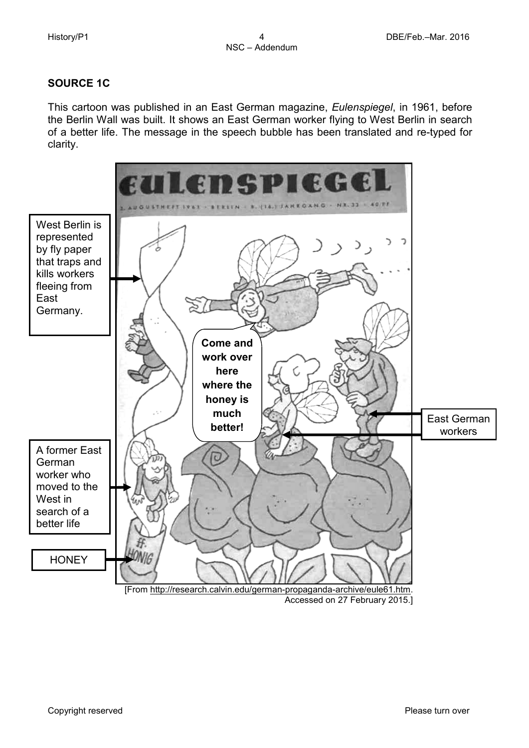## SOURCE 1C

This cartoon was published in an East German magazine, *Eulenspiegel*, in 1961, before the Berlin Wall was built. It shows an East German worker flying to West Berlin in search of a better life. The message in the speech bubble has been translated and re-typed for clarity.

West Berlin is represented by fly paper that traps and kills workers fleeing from East Germany.

Come and work over here where the honey is much better!

East German workers

A former East German worker who moved to the West in search of a better life

HONEY

[From http://research.calvin.edu/german-propaganda-archive/eule61.htm. Accessed on 27 February 2015.]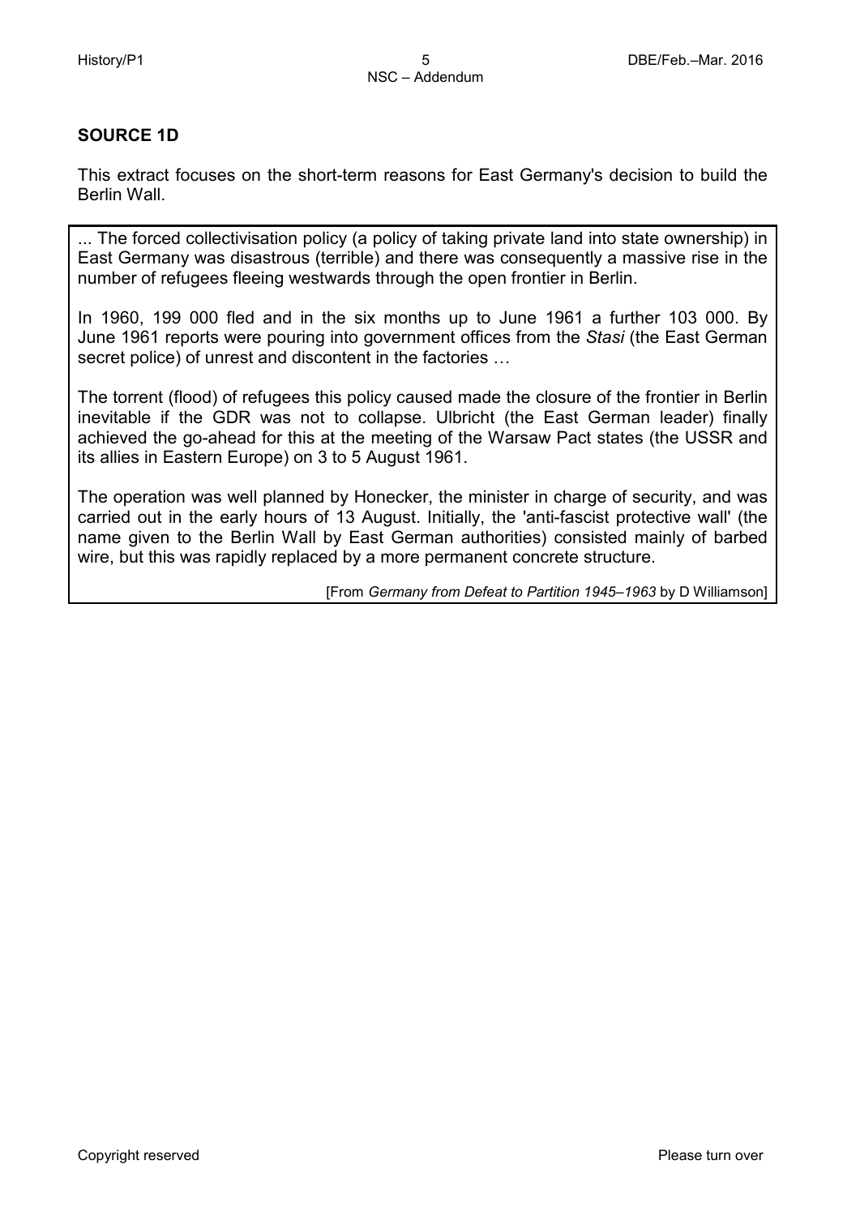## SOURCE 1D

This extract focuses on the short-term reasons for East Germany's decision to build the Berlin Wall.

> ... The forced collectivisation policy (a policy of taking private land into state ownership) in East Germany was disastrous (terrible) and there was consequently a massive rise in the number of refugees fleeing westwards through the open frontier in Berlin.
>
> In 1960, 199 000 fled and in the six months up to June 1961 a further 103 000. By June 1961 reports were pouring into government offices from the *Stasi* (the East German secret police) of unrest and discontent in the factories …
>
> The torrent (flood) of refugees this policy caused made the closure of the frontier in Berlin inevitable if the GDR was not to collapse. Ulbricht (the East German leader) finally achieved the go-ahead for this at the meeting of the Warsaw Pact states (the USSR and its allies in Eastern Europe) on 3 to 5 August 1961.
>
> The operation was well planned by Honecker, the minister in charge of security, and was carried out in the early hours of 13 August. Initially, the 'anti-fascist protective wall' (the name given to the Berlin Wall by East German authorities) consisted mainly of barbed wire, but this was rapidly replaced by a more permanent concrete structure.
>
> [From *Germany from Defeat to Partition 1945–1963* by D Williamson]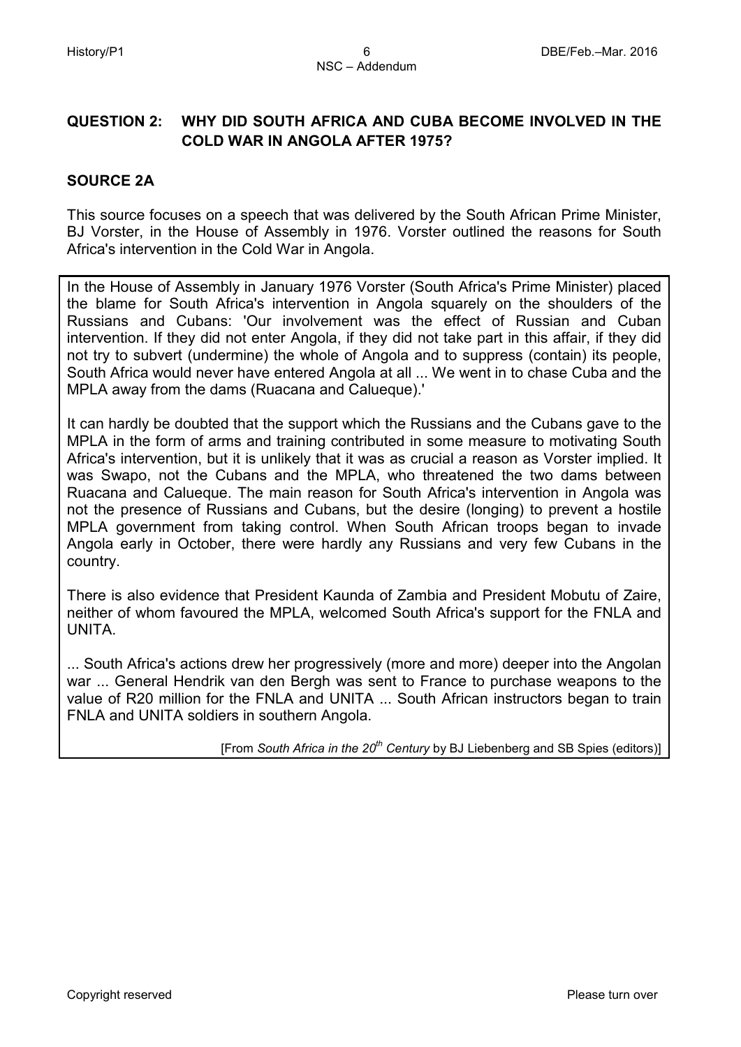## QUESTION 2: WHY DID SOUTH AFRICA AND CUBA BECOME INVOLVED IN THE COLD WAR IN ANGOLA AFTER 1975?

### SOURCE 2A

This source focuses on a speech that was delivered by the South African Prime Minister, BJ Vorster, in the House of Assembly in 1976. Vorster outlined the reasons for South Africa's intervention in the Cold War in Angola.

In the House of Assembly in January 1976 Vorster (South Africa's Prime Minister) placed the blame for South Africa's intervention in Angola squarely on the shoulders of the Russians and Cubans: 'Our involvement was the effect of Russian and Cuban intervention. If they did not enter Angola, if they did not take part in this affair, if they did not try to subvert (undermine) the whole of Angola and to suppress (contain) its people, South Africa would never have entered Angola at all ... We went in to chase Cuba and the MPLA away from the dams (Ruacana and Calueque).'

It can hardly be doubted that the support which the Russians and the Cubans gave to the MPLA in the form of arms and training contributed in some measure to motivating South Africa's intervention, but it is unlikely that it was as crucial a reason as Vorster implied. It was Swapo, not the Cubans and the MPLA, who threatened the two dams between Ruacana and Calueque. The main reason for South Africa's intervention in Angola was not the presence of Russians and Cubans, but the desire (longing) to prevent a hostile MPLA government from taking control. When South African troops began to invade Angola early in October, there were hardly any Russians and very few Cubans in the country.

There is also evidence that President Kaunda of Zambia and President Mobutu of Zaire, neither of whom favoured the MPLA, welcomed South Africa's support for the FNLA and UNITA.

... South Africa's actions drew her progressively (more and more) deeper into the Angolan war ... General Hendrik van den Bergh was sent to France to purchase weapons to the value of R20 million for the FNLA and UNITA ... South African instructors began to train FNLA and UNITA soldiers in southern Angola.

[From *South Africa in the 20th Century* by BJ Liebenberg and SB Spies (editors)]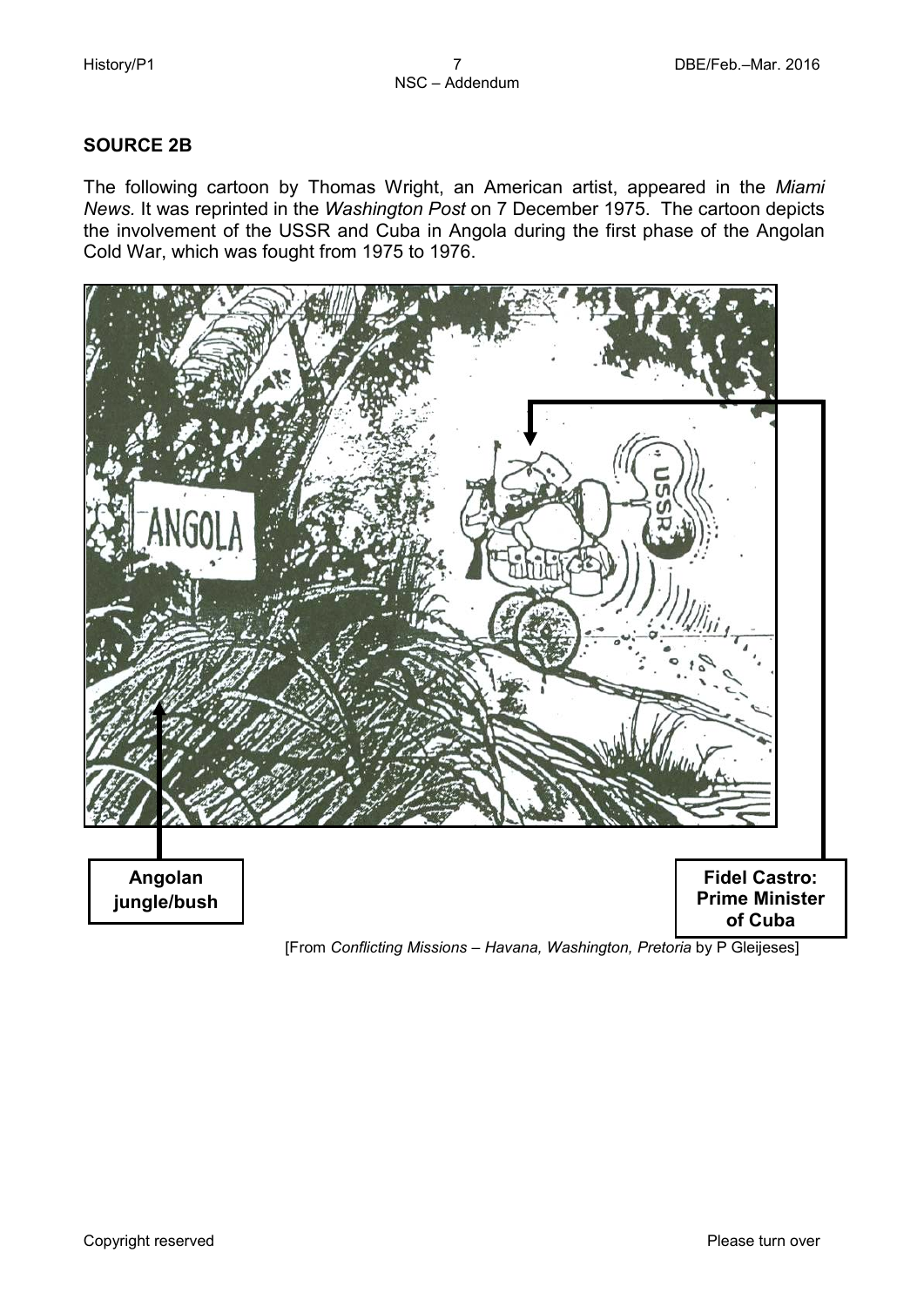**SOURCE 2B**

The following cartoon by Thomas Wright, an American artist, appeared in the *Miami News.* It was reprinted in the *Washington Post* on 7 December 1975. The cartoon depicts the involvement of the USSR and Cuba in Angola during the first phase of the Angolan Cold War, which was fought from 1975 to 1976.

**Angolan jungle/bush**

**Fidel Castro: Prime Minister of Cuba**

[From *Conflicting Missions – Havana, Washington, Pretoria* by P Gleijeses]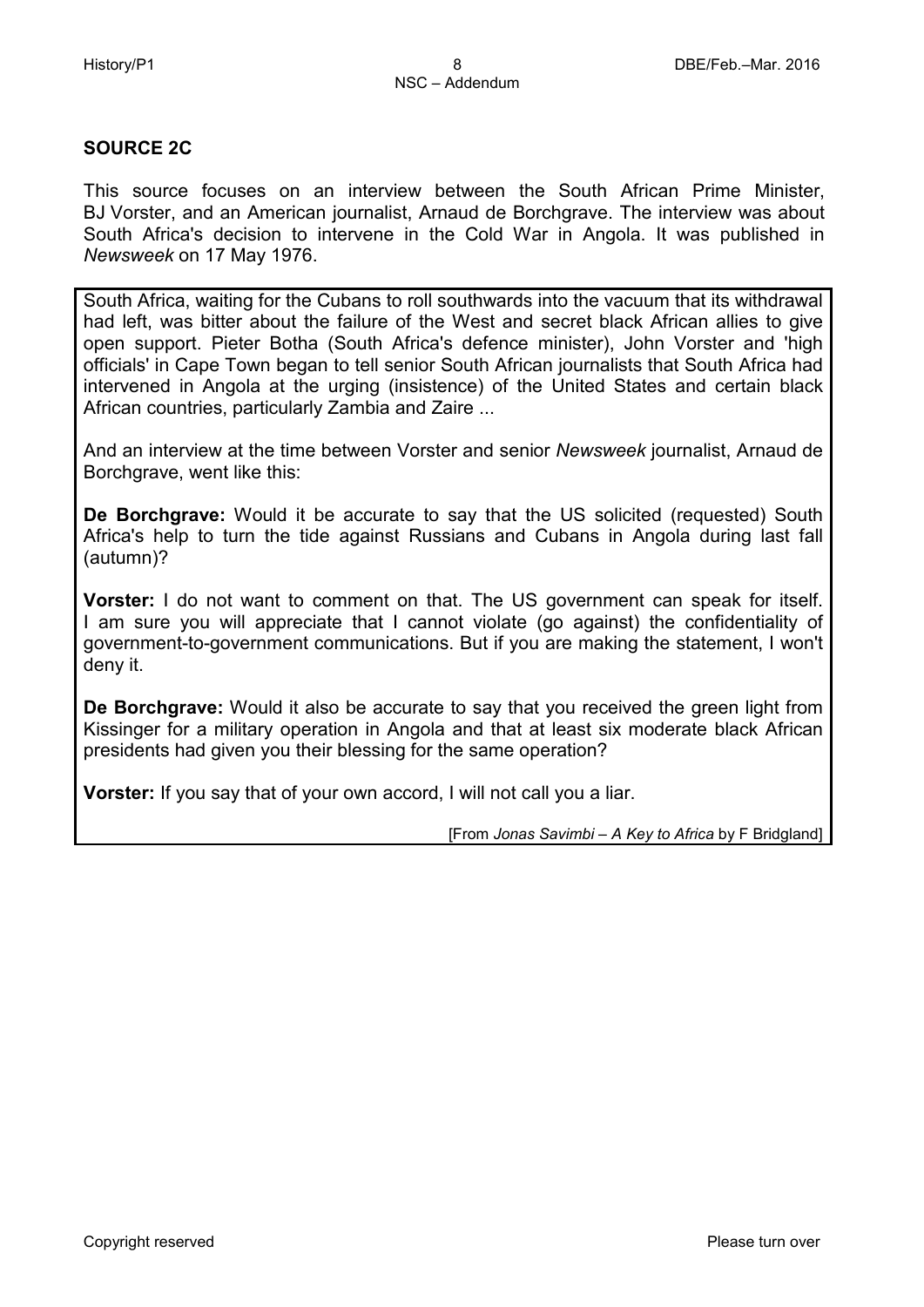## SOURCE 2C

This source focuses on an interview between the South African Prime Minister, BJ Vorster, and an American journalist, Arnaud de Borchgrave. The interview was about South Africa's decision to intervene in the Cold War in Angola. It was published in *Newsweek* on 17 May 1976.

South Africa, waiting for the Cubans to roll southwards into the vacuum that its withdrawal had left, was bitter about the failure of the West and secret black African allies to give open support. Pieter Botha (South Africa's defence minister), John Vorster and 'high officials' in Cape Town began to tell senior South African journalists that South Africa had intervened in Angola at the urging (insistence) of the United States and certain black African countries, particularly Zambia and Zaire ...

And an interview at the time between Vorster and senior *Newsweek* journalist, Arnaud de Borchgrave, went like this:

**De Borchgrave:** Would it be accurate to say that the US solicited (requested) South Africa's help to turn the tide against Russians and Cubans in Angola during last fall (autumn)?

**Vorster:** I do not want to comment on that. The US government can speak for itself. I am sure you will appreciate that I cannot violate (go against) the confidentiality of government-to-government communications. But if you are making the statement, I won't deny it.

**De Borchgrave:** Would it also be accurate to say that you received the green light from Kissinger for a military operation in Angola and that at least six moderate black African presidents had given you their blessing for the same operation?

**Vorster:** If you say that of your own accord, I will not call you a liar.

[From *Jonas Savimbi – A Key to Africa* by F Bridgland]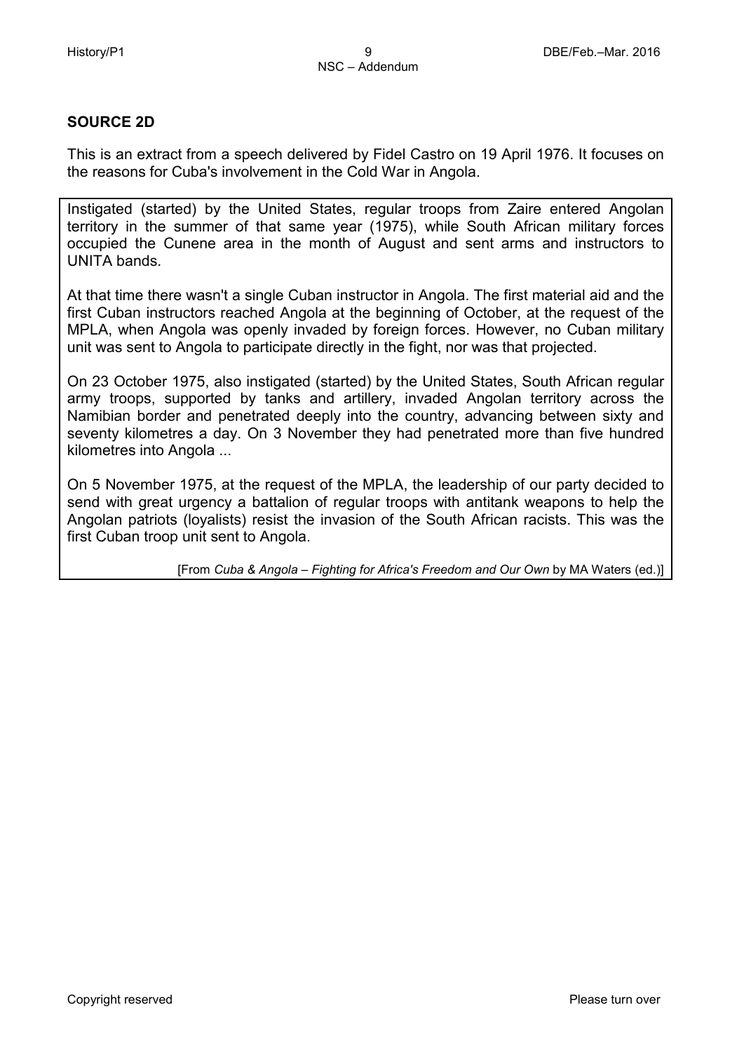## SOURCE 2D

This is an extract from a speech delivered by Fidel Castro on 19 April 1976. It focuses on the reasons for Cuba's involvement in the Cold War in Angola.

> Instigated (started) by the United States, regular troops from Zaire entered Angolan territory in the summer of that same year (1975), while South African military forces occupied the Cunene area in the month of August and sent arms and instructors to UNITA bands.
>
> At that time there wasn't a single Cuban instructor in Angola. The first material aid and the first Cuban instructors reached Angola at the beginning of October, at the request of the MPLA, when Angola was openly invaded by foreign forces. However, no Cuban military unit was sent to Angola to participate directly in the fight, nor was that projected.
>
> On 23 October 1975, also instigated (started) by the United States, South African regular army troops, supported by tanks and artillery, invaded Angolan territory across the Namibian border and penetrated deeply into the country, advancing between sixty and seventy kilometres a day. On 3 November they had penetrated more than five hundred kilometres into Angola ...
>
> On 5 November 1975, at the request of the MPLA, the leadership of our party decided to send with great urgency a battalion of regular troops with antitank weapons to help the Angolan patriots (loyalists) resist the invasion of the South African racists. This was the first Cuban troop unit sent to Angola.
>
> [From *Cuba & Angola – Fighting for Africa's Freedom and Our Own* by MA Waters (ed.)]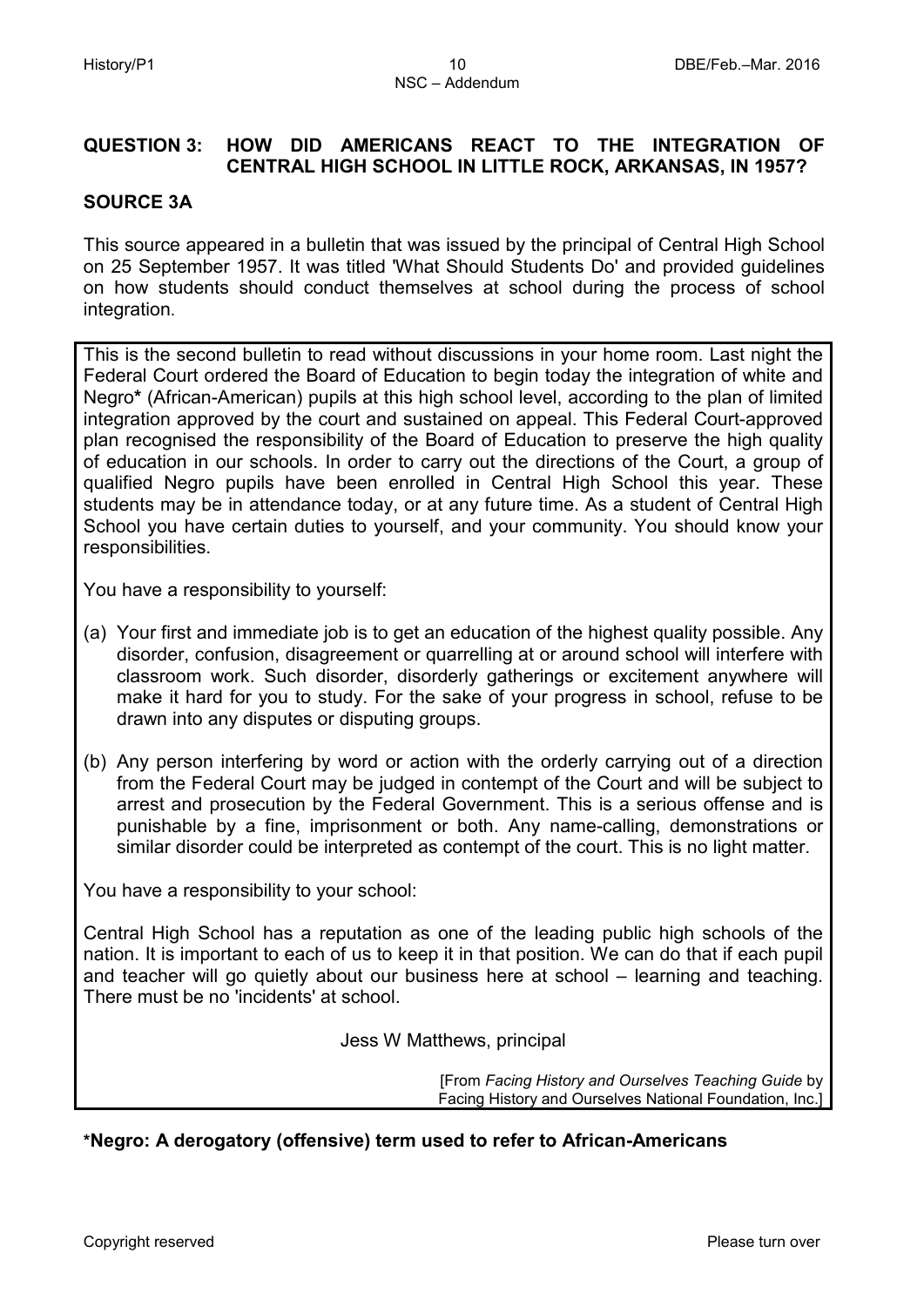## QUESTION 3: HOW DID AMERICANS REACT TO THE INTEGRATION OF CENTRAL HIGH SCHOOL IN LITTLE ROCK, ARKANSAS, IN 1957?

### SOURCE 3A

This source appeared in a bulletin that was issued by the principal of Central High School on 25 September 1957. It was titled 'What Should Students Do' and provided guidelines on how students should conduct themselves at school during the process of school integration.

This is the second bulletin to read without discussions in your home room. Last night the Federal Court ordered the Board of Education to begin today the integration of white and Negro* (African-American) pupils at this high school level, according to the plan of limited integration approved by the court and sustained on appeal. This Federal Court-approved plan recognised the responsibility of the Board of Education to preserve the high quality of education in our schools. In order to carry out the directions of the Court, a group of qualified Negro pupils have been enrolled in Central High School this year. These students may be in attendance today, or at any future time. As a student of Central High School you have certain duties to yourself, and your community. You should know your responsibilities.

You have a responsibility to yourself:

(a) Your first and immediate job is to get an education of the highest quality possible. Any disorder, confusion, disagreement or quarrelling at or around school will interfere with classroom work. Such disorder, disorderly gatherings or excitement anywhere will make it hard for you to study. For the sake of your progress in school, refuse to be drawn into any disputes or disputing groups.

(b) Any person interfering by word or action with the orderly carrying out of a direction from the Federal Court may be judged in contempt of the Court and will be subject to arrest and prosecution by the Federal Government. This is a serious offense and is punishable by a fine, imprisonment or both. Any name-calling, demonstrations or similar disorder could be interpreted as contempt of the court. This is no light matter.

You have a responsibility to your school:

Central High School has a reputation as one of the leading public high schools of the nation. It is important to each of us to keep it in that position. We can do that if each pupil and teacher will go quietly about our business here at school – learning and teaching. There must be no 'incidents' at school.

Jess W Matthews, principal

[From *Facing History and Ourselves Teaching Guide* by Facing History and Ourselves National Foundation, Inc.]

**\*Negro: A derogatory (offensive) term used to refer to African-Americans**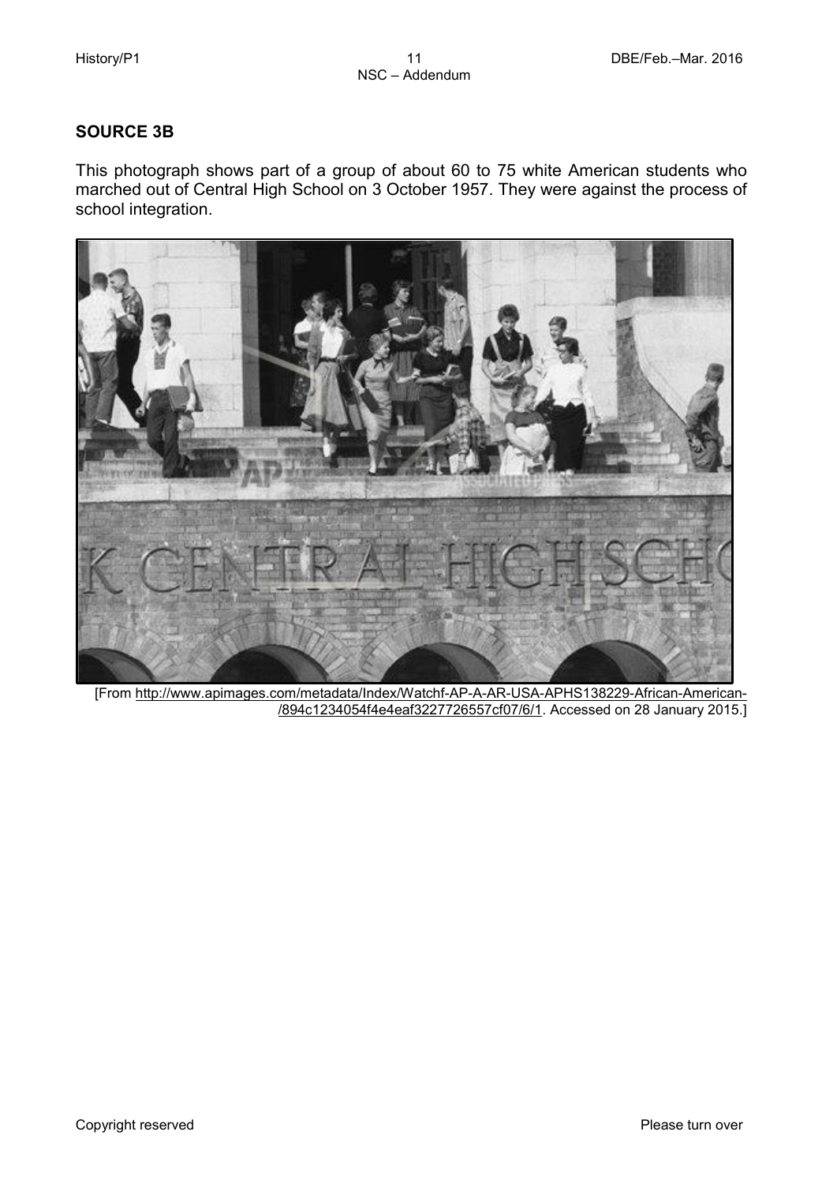## SOURCE 3B

This photograph shows part of a group of about 60 to 75 white American students who marched out of Central High School on 3 October 1957. They were against the process of school integration.

[From http://www.apimages.com/metadata/Index/Watchf-AP-A-AR-USA-APHS138229-African-American-/894c1234054f4e4eaf3227726557cf07/6/1. Accessed on 28 January 2015.]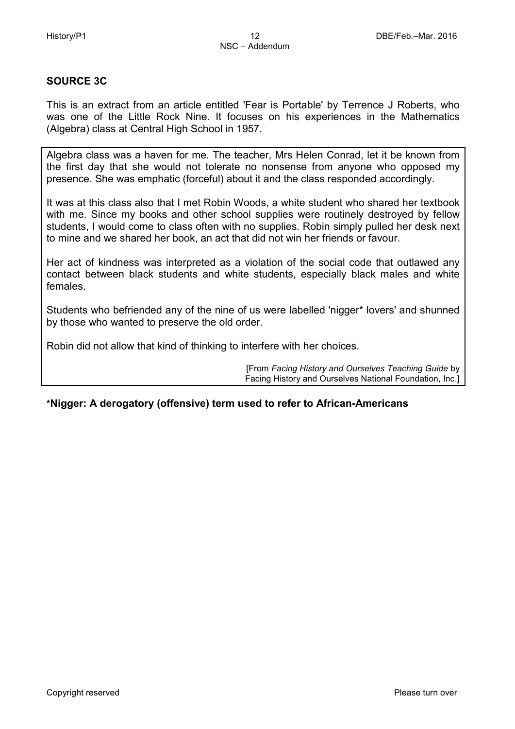## SOURCE 3C

This is an extract from an article entitled 'Fear is Portable' by Terrence J Roberts, who was one of the Little Rock Nine. It focuses on his experiences in the Mathematics (Algebra) class at Central High School in 1957.

> Algebra class was a haven for me. The teacher, Mrs Helen Conrad, let it be known from the first day that she would not tolerate no nonsense from anyone who opposed my presence. She was emphatic (forceful) about it and the class responded accordingly.
>
> It was at this class also that I met Robin Woods, a white student who shared her textbook with me. Since my books and other school supplies were routinely destroyed by fellow students, I would come to class often with no supplies. Robin simply pulled her desk next to mine and we shared her book, an act that did not win her friends or favour.
>
> Her act of kindness was interpreted as a violation of the social code that outlawed any contact between black students and white students, especially black males and white females.
>
> Students who befriended any of the nine of us were labelled 'nigger* lovers' and shunned by those who wanted to preserve the old order.
>
> Robin did not allow that kind of thinking to interfere with her choices.
>
> [From *Facing History and Ourselves Teaching Guide* by Facing History and Ourselves National Foundation, Inc.]

**\*Nigger: A derogatory (offensive) term used to refer to African-Americans**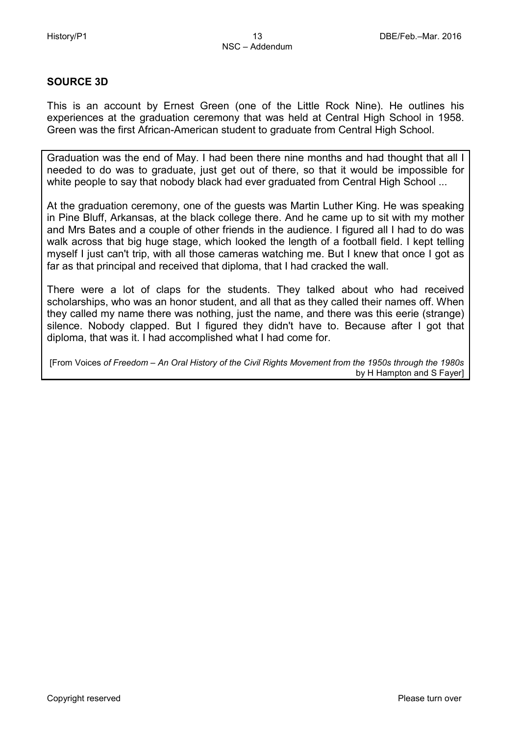## SOURCE 3D

This is an account by Ernest Green (one of the Little Rock Nine). He outlines his experiences at the graduation ceremony that was held at Central High School in 1958. Green was the first African-American student to graduate from Central High School.

> Graduation was the end of May. I had been there nine months and had thought that all I needed to do was to graduate, just get out of there, so that it would be impossible for white people to say that nobody black had ever graduated from Central High School ...
>
> At the graduation ceremony, one of the guests was Martin Luther King. He was speaking in Pine Bluff, Arkansas, at the black college there. And he came up to sit with my mother and Mrs Bates and a couple of other friends in the audience. I figured all I had to do was walk across that big huge stage, which looked the length of a football field. I kept telling myself I just can't trip, with all those cameras watching me. But I knew that once I got as far as that principal and received that diploma, that I had cracked the wall.
>
> There were a lot of claps for the students. They talked about who had received scholarships, who was an honor student, and all that as they called their names off. When they called my name there was nothing, just the name, and there was this eerie (strange) silence. Nobody clapped. But I figured they didn't have to. Because after I got that diploma, that was it. I had accomplished what I had come for.
>
> [From Voices *of Freedom – An Oral History of the Civil Rights Movement from the 1950s through the 1980s* by H Hampton and S Fayer]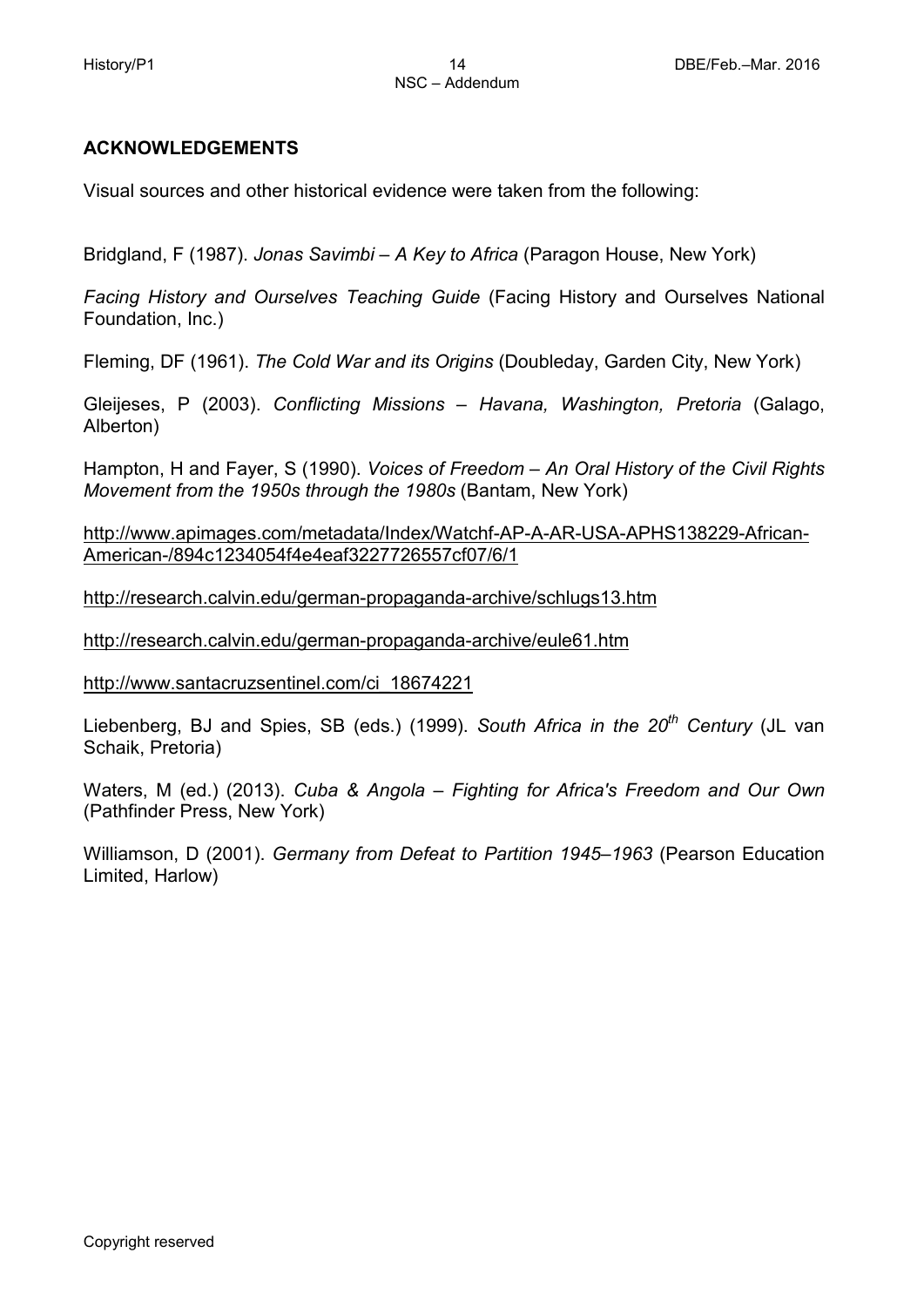**ACKNOWLEDGEMENTS**

Visual sources and other historical evidence were taken from the following:

Bridgland, F (1987). *Jonas Savimbi – A Key to Africa* (Paragon House, New York)

*Facing History and Ourselves Teaching Guide* (Facing History and Ourselves National Foundation, Inc.)

Fleming, DF (1961). *The Cold War and its Origins* (Doubleday, Garden City, New York)

Gleijeses, P (2003). *Conflicting Missions – Havana, Washington, Pretoria* (Galago, Alberton)

Hampton, H and Fayer, S (1990). *Voices of Freedom – An Oral History of the Civil Rights Movement from the 1950s through the 1980s* (Bantam, New York)

http://www.apimages.com/metadata/Index/Watchf-AP-A-AR-USA-APHS138229-African-American-/894c1234054f4e4eaf3227726557cf07/6/1

http://research.calvin.edu/german-propaganda-archive/schlugs13.htm

http://research.calvin.edu/german-propaganda-archive/eule61.htm

http://www.santacruzsentinel.com/ci_18674221

Liebenberg, BJ and Spies, SB (eds.) (1999). *South Africa in the 20th Century* (JL van Schaik, Pretoria)

Waters, M (ed.) (2013). *Cuba & Angola – Fighting for Africa's Freedom and Our Own* (Pathfinder Press, New York)

Williamson, D (2001). *Germany from Defeat to Partition 1945–1963* (Pearson Education Limited, Harlow)